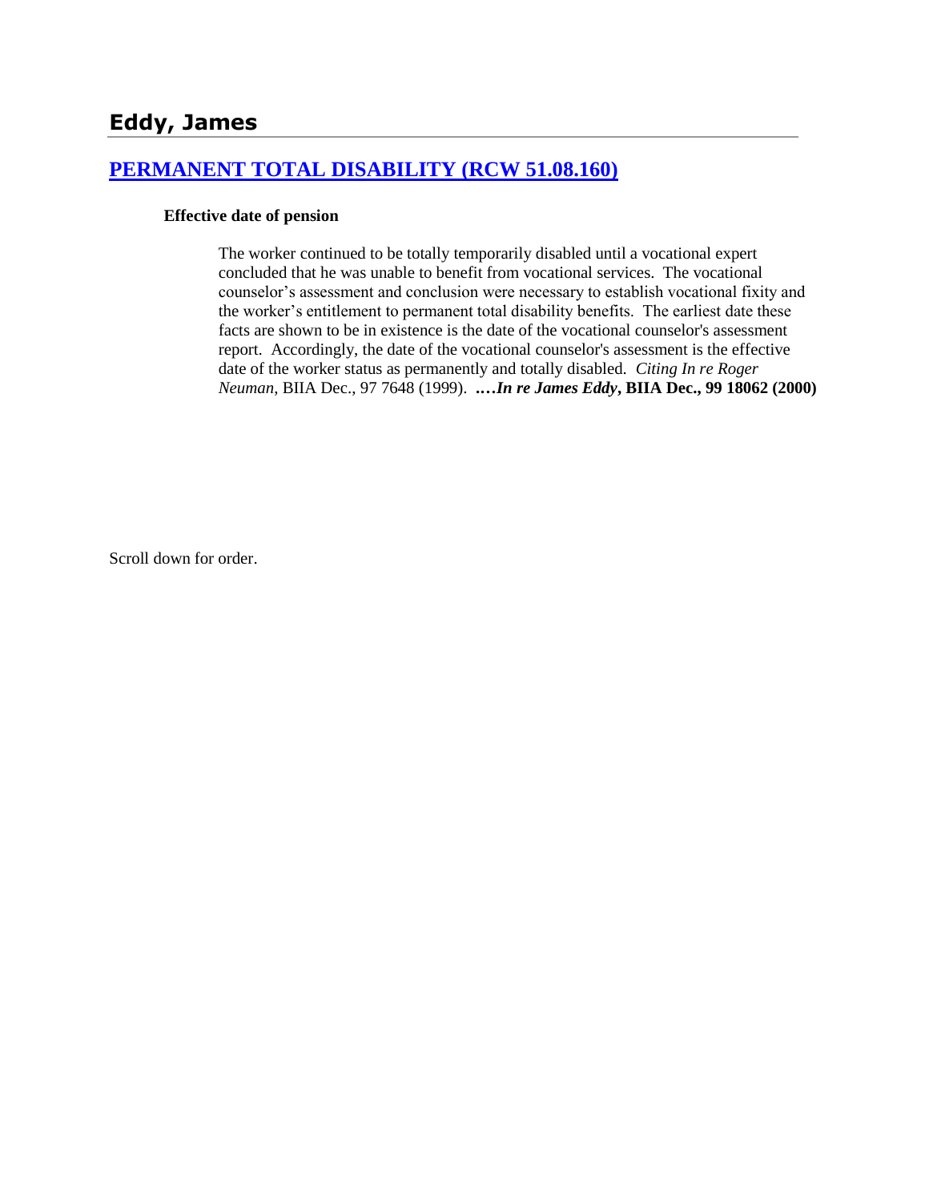# Eddy, James

## [PERMANENT TOTAL DISABILITY (RCW 51.08.160)]

**Effective date of pension**

> The worker continued to be totally temporarily disabled until a vocational expert concluded that he was unable to benefit from vocational services. The vocational counselor's assessment and conclusion were necessary to establish vocational fixity and the worker's entitlement to permanent total disability benefits. The earliest date these facts are shown to be in existence is the date of the vocational counselor's assessment report. Accordingly, the date of the vocational counselor's assessment is the effective date of the worker status as permanently and totally disabled. *Citing In re Roger Neuman*, BIIA Dec., 97 7648 (1999). ***….In re James Eddy*, BIIA Dec., 99 18062 (2000)**

Scroll down for order.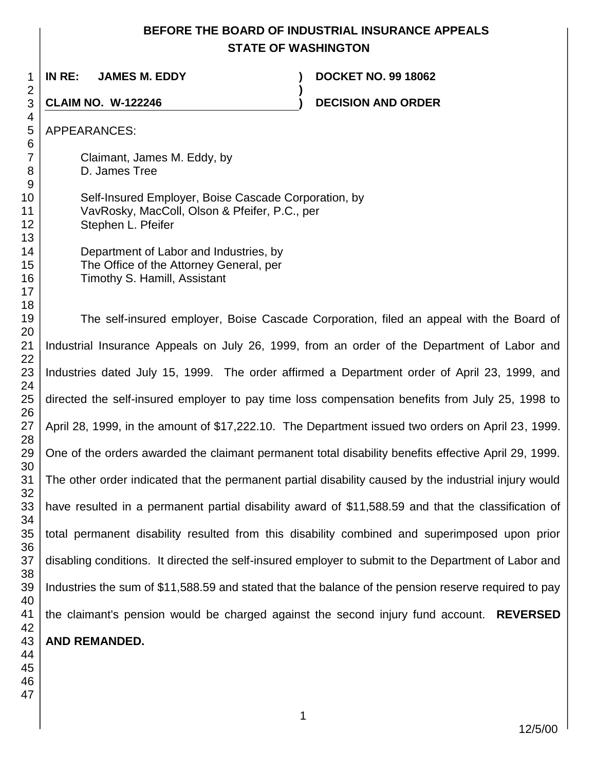# BEFORE THE BOARD OF INDUSTRIAL INSURANCE APPEALS
## STATE OF WASHINGTON

**IN RE: JAMES M. EDDY** ) **DOCKET NO. 99 18062**

**CLAIM NO. W-122246** ) **DECISION AND ORDER**

APPEARANCES:

Claimant, James M. Eddy, by
D. James Tree

Self-Insured Employer, Boise Cascade Corporation, by
VavRosky, MacColl, Olson & Pfeifer, P.C., per
Stephen L. Pfeifer

Department of Labor and Industries, by
The Office of the Attorney General, per
Timothy S. Hamill, Assistant

The self-insured employer, Boise Cascade Corporation, filed an appeal with the Board of Industrial Insurance Appeals on July 26, 1999, from an order of the Department of Labor and Industries dated July 15, 1999. The order affirmed a Department order of April 23, 1999, and directed the self-insured employer to pay time loss compensation benefits from July 25, 1998 to April 28, 1999, in the amount of $17,222.10. The Department issued two orders on April 23, 1999. One of the orders awarded the claimant permanent total disability benefits effective April 29, 1999. The other order indicated that the permanent partial disability caused by the industrial injury would have resulted in a permanent partial disability award of $11,588.59 and that the classification of total permanent disability resulted from this disability combined and superimposed upon prior disabling conditions. It directed the self-insured employer to submit to the Department of Labor and Industries the sum of $11,588.59 and stated that the balance of the pension reserve required to pay the claimant's pension would be charged against the second injury fund account. **REVERSED AND REMANDED.**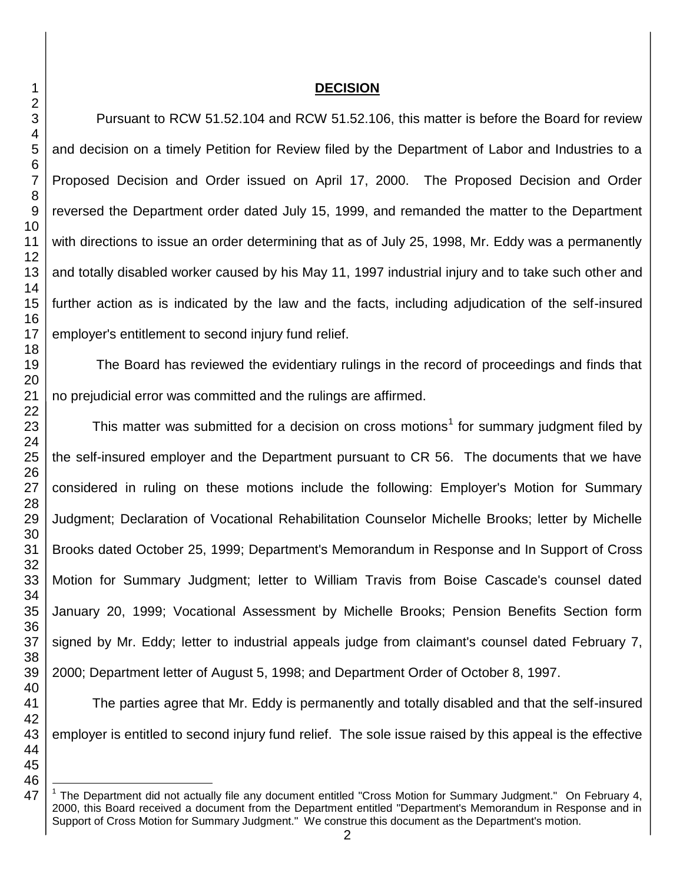# DECISION

Pursuant to RCW 51.52.104 and RCW 51.52.106, this matter is before the Board for review and decision on a timely Petition for Review filed by the Department of Labor and Industries to a Proposed Decision and Order issued on April 17, 2000. The Proposed Decision and Order reversed the Department order dated July 15, 1999, and remanded the matter to the Department with directions to issue an order determining that as of July 25, 1998, Mr. Eddy was a permanently and totally disabled worker caused by his May 11, 1997 industrial injury and to take such other and further action as is indicated by the law and the facts, including adjudication of the self-insured employer's entitlement to second injury fund relief.

The Board has reviewed the evidentiary rulings in the record of proceedings and finds that no prejudicial error was committed and the rulings are affirmed.

This matter was submitted for a decision on cross motions[1] for summary judgment filed by the self-insured employer and the Department pursuant to CR 56. The documents that we have considered in ruling on these motions include the following: Employer's Motion for Summary Judgment; Declaration of Vocational Rehabilitation Counselor Michelle Brooks; letter by Michelle Brooks dated October 25, 1999; Department's Memorandum in Response and In Support of Cross Motion for Summary Judgment; letter to William Travis from Boise Cascade's counsel dated January 20, 1999; Vocational Assessment by Michelle Brooks; Pension Benefits Section form signed by Mr. Eddy; letter to industrial appeals judge from claimant's counsel dated February 7, 2000; Department letter of August 5, 1998; and Department Order of October 8, 1997.

The parties agree that Mr. Eddy is permanently and totally disabled and that the self-insured employer is entitled to second injury fund relief. The sole issue raised by this appeal is the effective

[1] The Department did not actually file any document entitled "Cross Motion for Summary Judgment." On February 4, 2000, this Board received a document from the Department entitled "Department's Memorandum in Response and in Support of Cross Motion for Summary Judgment." We construe this document as the Department's motion.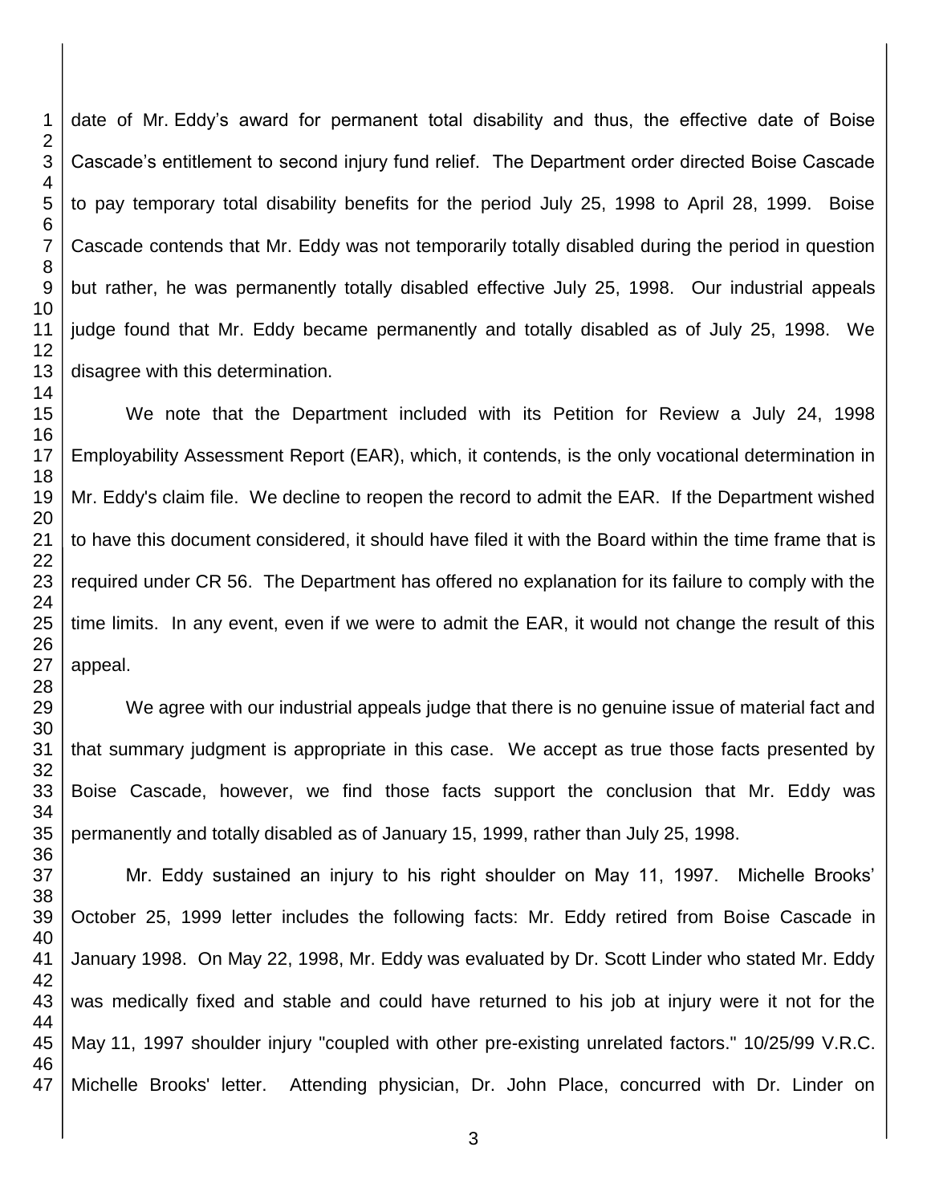date of Mr. Eddy's award for permanent total disability and thus, the effective date of Boise Cascade's entitlement to second injury fund relief. The Department order directed Boise Cascade to pay temporary total disability benefits for the period July 25, 1998 to April 28, 1999. Boise Cascade contends that Mr. Eddy was not temporarily totally disabled during the period in question but rather, he was permanently totally disabled effective July 25, 1998. Our industrial appeals judge found that Mr. Eddy became permanently and totally disabled as of July 25, 1998. We disagree with this determination.

We note that the Department included with its Petition for Review a July 24, 1998 Employability Assessment Report (EAR), which, it contends, is the only vocational determination in Mr. Eddy's claim file. We decline to reopen the record to admit the EAR. If the Department wished to have this document considered, it should have filed it with the Board within the time frame that is required under CR 56. The Department has offered no explanation for its failure to comply with the time limits. In any event, even if we were to admit the EAR, it would not change the result of this appeal.

We agree with our industrial appeals judge that there is no genuine issue of material fact and that summary judgment is appropriate in this case. We accept as true those facts presented by Boise Cascade, however, we find those facts support the conclusion that Mr. Eddy was permanently and totally disabled as of January 15, 1999, rather than July 25, 1998.

Mr. Eddy sustained an injury to his right shoulder on May 11, 1997. Michelle Brooks' October 25, 1999 letter includes the following facts: Mr. Eddy retired from Boise Cascade in January 1998. On May 22, 1998, Mr. Eddy was evaluated by Dr. Scott Linder who stated Mr. Eddy was medically fixed and stable and could have returned to his job at injury were it not for the May 11, 1997 shoulder injury "coupled with other pre-existing unrelated factors." 10/25/99 V.R.C. Michelle Brooks' letter. Attending physician, Dr. John Place, concurred with Dr. Linder on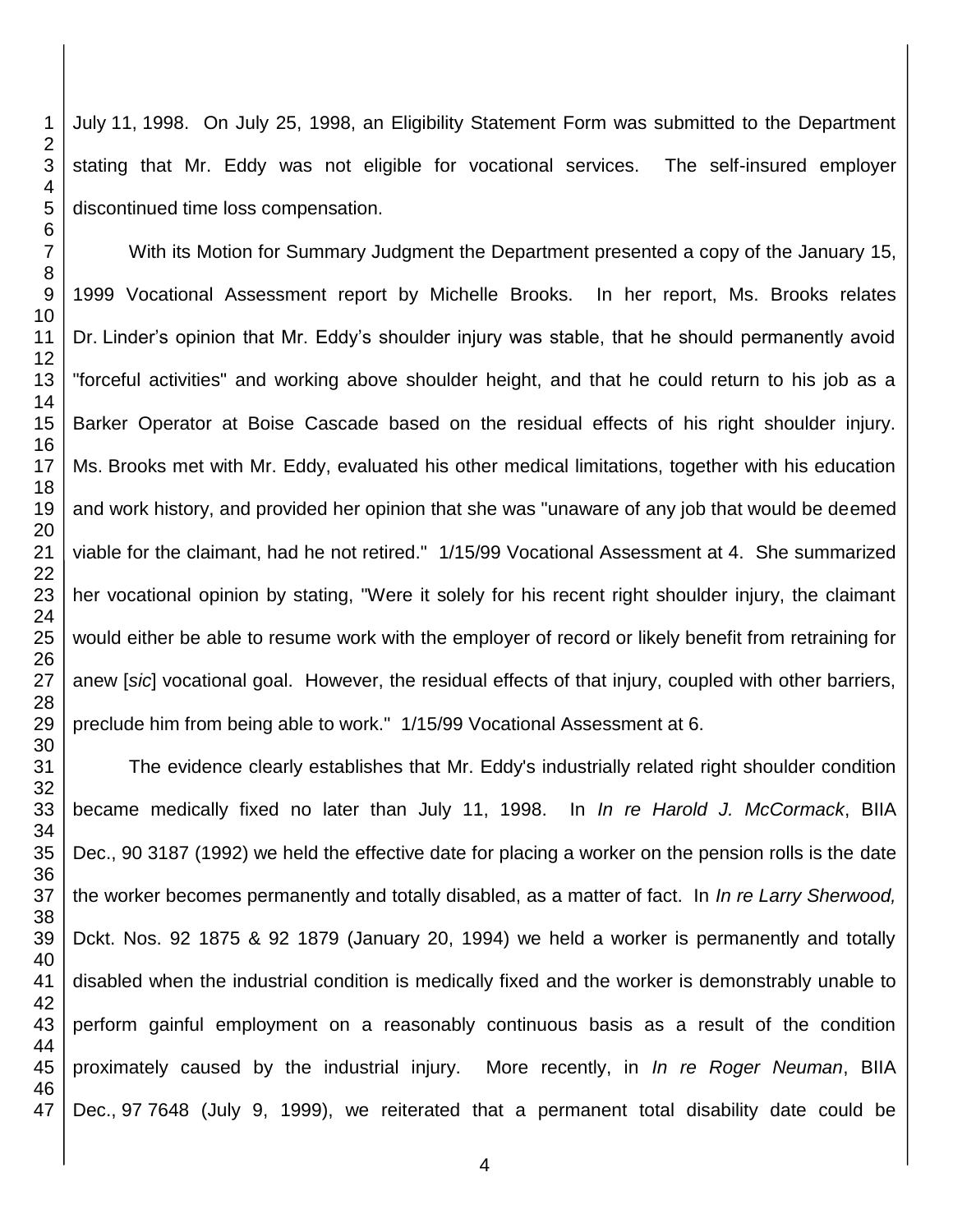July 11, 1998. On July 25, 1998, an Eligibility Statement Form was submitted to the Department stating that Mr. Eddy was not eligible for vocational services. The self-insured employer discontinued time loss compensation.

With its Motion for Summary Judgment the Department presented a copy of the January 15, 1999 Vocational Assessment report by Michelle Brooks. In her report, Ms. Brooks relates Dr. Linder's opinion that Mr. Eddy's shoulder injury was stable, that he should permanently avoid "forceful activities" and working above shoulder height, and that he could return to his job as a Barker Operator at Boise Cascade based on the residual effects of his right shoulder injury. Ms. Brooks met with Mr. Eddy, evaluated his other medical limitations, together with his education and work history, and provided her opinion that she was "unaware of any job that would be deemed viable for the claimant, had he not retired." 1/15/99 Vocational Assessment at 4. She summarized her vocational opinion by stating, "Were it solely for his recent right shoulder injury, the claimant would either be able to resume work with the employer of record or likely benefit from retraining for anew [*sic*] vocational goal. However, the residual effects of that injury, coupled with other barriers, preclude him from being able to work." 1/15/99 Vocational Assessment at 6.

The evidence clearly establishes that Mr. Eddy's industrially related right shoulder condition became medically fixed no later than July 11, 1998. In *In re Harold J. McCormack*, BIIA Dec., 90 3187 (1992) we held the effective date for placing a worker on the pension rolls is the date the worker becomes permanently and totally disabled, as a matter of fact. In *In re Larry Sherwood,* Dckt. Nos. 92 1875 & 92 1879 (January 20, 1994) we held a worker is permanently and totally disabled when the industrial condition is medically fixed and the worker is demonstrably unable to perform gainful employment on a reasonably continuous basis as a result of the condition proximately caused by the industrial injury. More recently, in *In re Roger Neuman*, BIIA Dec., 97 7648 (July 9, 1999), we reiterated that a permanent total disability date could be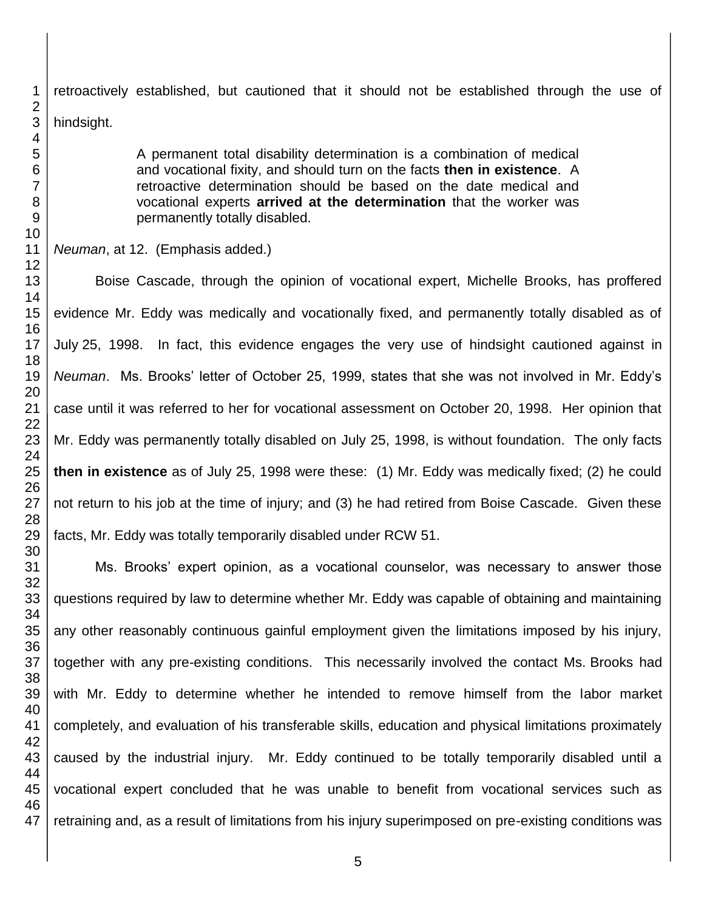retroactively established, but cautioned that it should not be established through the use of hindsight.

> A permanent total disability determination is a combination of medical and vocational fixity, and should turn on the facts **then in existence**. A retroactive determination should be based on the date medical and vocational experts **arrived at the determination** that the worker was permanently totally disabled.

*Neuman*, at 12. (Emphasis added.)

Boise Cascade, through the opinion of vocational expert, Michelle Brooks, has proffered evidence Mr. Eddy was medically and vocationally fixed, and permanently totally disabled as of July 25, 1998. In fact, this evidence engages the very use of hindsight cautioned against in *Neuman*. Ms. Brooks' letter of October 25, 1999, states that she was not involved in Mr. Eddy's case until it was referred to her for vocational assessment on October 20, 1998. Her opinion that Mr. Eddy was permanently totally disabled on July 25, 1998, is without foundation. The only facts **then in existence** as of July 25, 1998 were these: (1) Mr. Eddy was medically fixed; (2) he could not return to his job at the time of injury; and (3) he had retired from Boise Cascade. Given these facts, Mr. Eddy was totally temporarily disabled under RCW 51.

Ms. Brooks' expert opinion, as a vocational counselor, was necessary to answer those questions required by law to determine whether Mr. Eddy was capable of obtaining and maintaining any other reasonably continuous gainful employment given the limitations imposed by his injury, together with any pre-existing conditions. This necessarily involved the contact Ms. Brooks had with Mr. Eddy to determine whether he intended to remove himself from the labor market completely, and evaluation of his transferable skills, education and physical limitations proximately caused by the industrial injury. Mr. Eddy continued to be totally temporarily disabled until a vocational expert concluded that he was unable to benefit from vocational services such as retraining and, as a result of limitations from his injury superimposed on pre-existing conditions was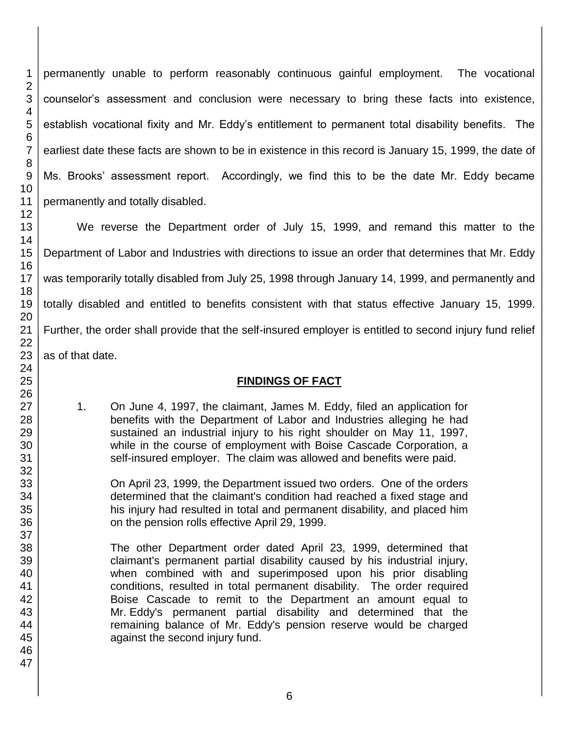permanently unable to perform reasonably continuous gainful employment. The vocational counselor's assessment and conclusion were necessary to bring these facts into existence, establish vocational fixity and Mr. Eddy's entitlement to permanent total disability benefits. The earliest date these facts are shown to be in existence in this record is January 15, 1999, the date of Ms. Brooks' assessment report. Accordingly, we find this to be the date Mr. Eddy became permanently and totally disabled.

We reverse the Department order of July 15, 1999, and remand this matter to the Department of Labor and Industries with directions to issue an order that determines that Mr. Eddy was temporarily totally disabled from July 25, 1998 through January 14, 1999, and permanently and totally disabled and entitled to benefits consistent with that status effective January 15, 1999. Further, the order shall provide that the self-insured employer is entitled to second injury fund relief as of that date.

## FINDINGS OF FACT

1. On June 4, 1997, the claimant, James M. Eddy, filed an application for benefits with the Department of Labor and Industries alleging he had sustained an industrial injury to his right shoulder on May 11, 1997, while in the course of employment with Boise Cascade Corporation, a self-insured employer. The claim was allowed and benefits were paid.

   On April 23, 1999, the Department issued two orders. One of the orders determined that the claimant's condition had reached a fixed stage and his injury had resulted in total and permanent disability, and placed him on the pension rolls effective April 29, 1999.

   The other Department order dated April 23, 1999, determined that claimant's permanent partial disability caused by his industrial injury, when combined with and superimposed upon his prior disabling conditions, resulted in total permanent disability. The order required Boise Cascade to remit to the Department an amount equal to Mr. Eddy's permanent partial disability and determined that the remaining balance of Mr. Eddy's pension reserve would be charged against the second injury fund.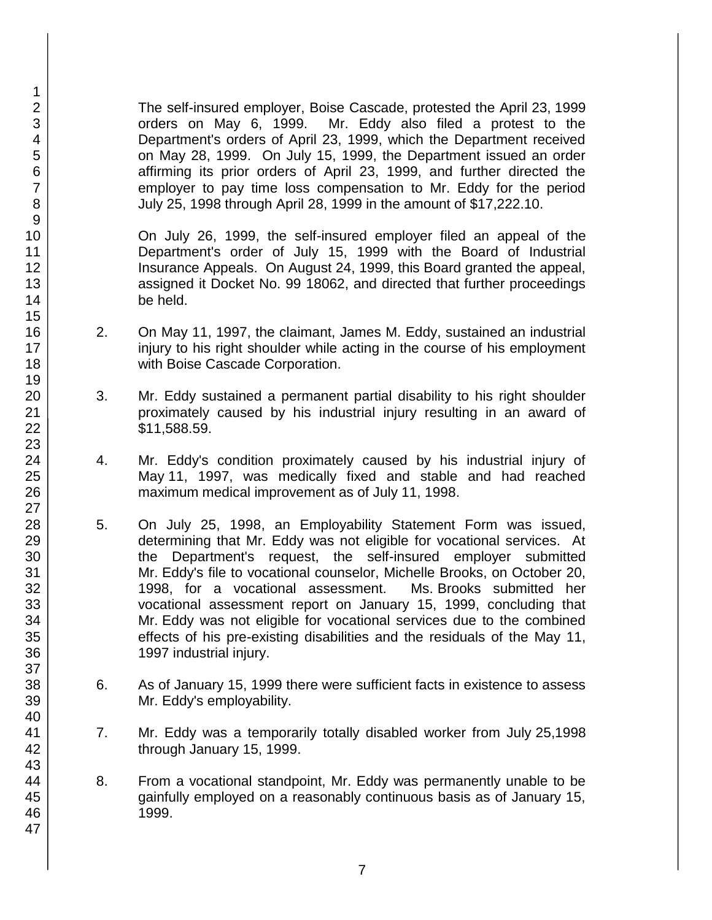The self-insured employer, Boise Cascade, protested the April 23, 1999 orders on May 6, 1999. Mr. Eddy also filed a protest to the Department's orders of April 23, 1999, which the Department received on May 28, 1999. On July 15, 1999, the Department issued an order affirming its prior orders of April 23, 1999, and further directed the employer to pay time loss compensation to Mr. Eddy for the period July 25, 1998 through April 28, 1999 in the amount of $17,222.10.

On July 26, 1999, the self-insured employer filed an appeal of the Department's order of July 15, 1999 with the Board of Industrial Insurance Appeals. On August 24, 1999, this Board granted the appeal, assigned it Docket No. 99 18062, and directed that further proceedings be held.

2. On May 11, 1997, the claimant, James M. Eddy, sustained an industrial injury to his right shoulder while acting in the course of his employment with Boise Cascade Corporation.

3. Mr. Eddy sustained a permanent partial disability to his right shoulder proximately caused by his industrial injury resulting in an award of $11,588.59.

4. Mr. Eddy's condition proximately caused by his industrial injury of May 11, 1997, was medically fixed and stable and had reached maximum medical improvement as of July 11, 1998.

5. On July 25, 1998, an Employability Statement Form was issued, determining that Mr. Eddy was not eligible for vocational services. At the Department's request, the self-insured employer submitted Mr. Eddy's file to vocational counselor, Michelle Brooks, on October 20, 1998, for a vocational assessment. Ms. Brooks submitted her vocational assessment report on January 15, 1999, concluding that Mr. Eddy was not eligible for vocational services due to the combined effects of his pre-existing disabilities and the residuals of the May 11, 1997 industrial injury.

6. As of January 15, 1999 there were sufficient facts in existence to assess Mr. Eddy's employability.

7. Mr. Eddy was a temporarily totally disabled worker from July 25,1998 through January 15, 1999.

8. From a vocational standpoint, Mr. Eddy was permanently unable to be gainfully employed on a reasonably continuous basis as of January 15, 1999.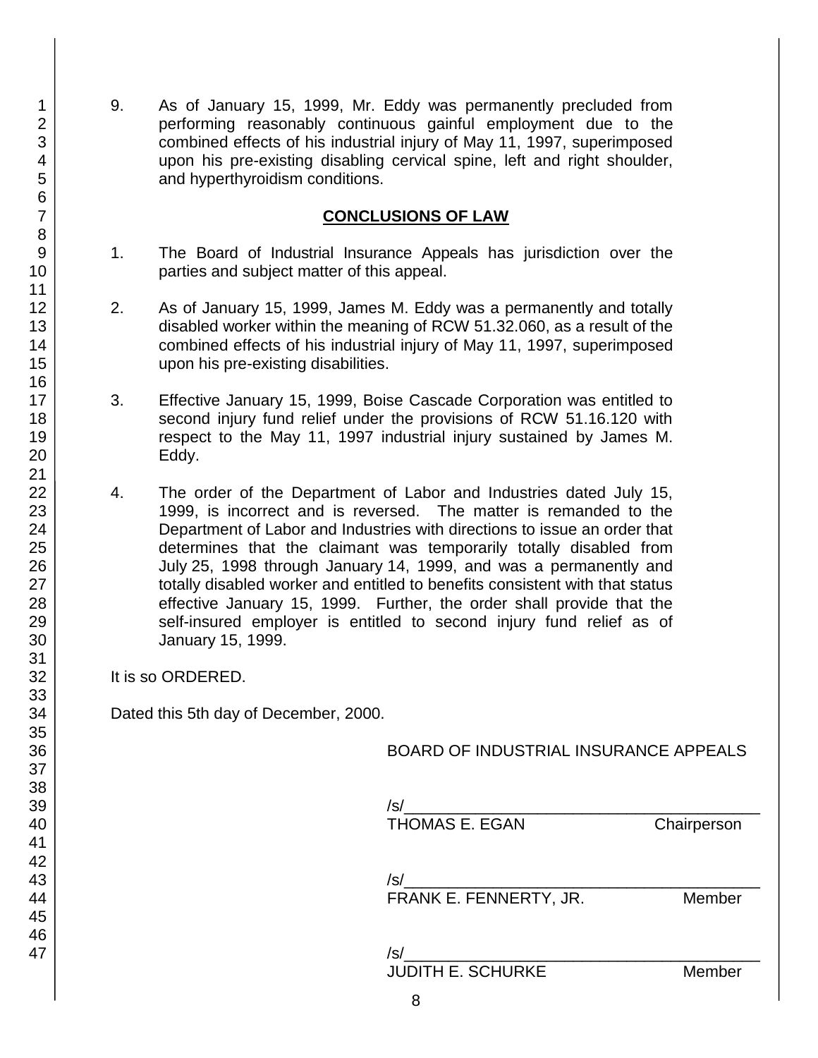9. As of January 15, 1999, Mr. Eddy was permanently precluded from performing reasonably continuous gainful employment due to the combined effects of his industrial injury of May 11, 1997, superimposed upon his pre-existing disabling cervical spine, left and right shoulder, and hyperthyroidism conditions.

## CONCLUSIONS OF LAW

1. The Board of Industrial Insurance Appeals has jurisdiction over the parties and subject matter of this appeal.

2. As of January 15, 1999, James M. Eddy was a permanently and totally disabled worker within the meaning of RCW 51.32.060, as a result of the combined effects of his industrial injury of May 11, 1997, superimposed upon his pre-existing disabilities.

3. Effective January 15, 1999, Boise Cascade Corporation was entitled to second injury fund relief under the provisions of RCW 51.16.120 with respect to the May 11, 1997 industrial injury sustained by James M. Eddy.

4. The order of the Department of Labor and Industries dated July 15, 1999, is incorrect and is reversed. The matter is remanded to the Department of Labor and Industries with directions to issue an order that determines that the claimant was temporarily totally disabled from July 25, 1998 through January 14, 1999, and was a permanently and totally disabled worker and entitled to benefits consistent with that status effective January 15, 1999. Further, the order shall provide that the self-insured employer is entitled to second injury fund relief as of January 15, 1999.

It is so ORDERED.

Dated this 5th day of December, 2000.

BOARD OF INDUSTRIAL INSURANCE APPEALS

/s/\_\_\_\_\_\_\_\_\_\_\_\_\_\_\_\_\_\_\_\_\_\_\_\_\_\_\_\_\_\_\_\_\_\_\_\_\_\_\_\_
THOMAS E. EGAN Chairperson

/s/\_\_\_\_\_\_\_\_\_\_\_\_\_\_\_\_\_\_\_\_\_\_\_\_\_\_\_\_\_\_\_\_\_\_\_\_\_\_\_\_
FRANK E. FENNERTY, JR. Member

/s/\_\_\_\_\_\_\_\_\_\_\_\_\_\_\_\_\_\_\_\_\_\_\_\_\_\_\_\_\_\_\_\_\_\_\_\_\_\_\_\_
JUDITH E. SCHURKE Member